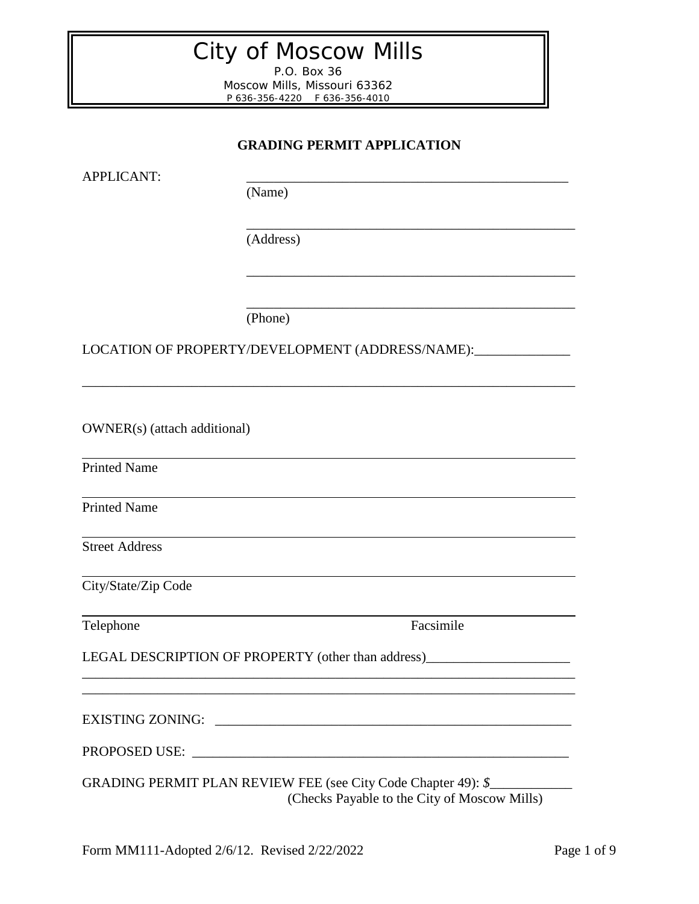# City of Moscow Mills

P.O. Box 36
Moscow Mills, Missouri 63362
P 636-356-4220 F 636-356-4010

## GRADING PERMIT APPLICATION

APPLICANT: _______________________________________________
(Name)

_______________________________________________
(Address)

_______________________________________________

_______________________________________________
(Phone)

LOCATION OF PROPERTY/DEVELOPMENT (ADDRESS/NAME):______________

_________________________________________________________________________

OWNER(s) (attach additional)

_________________________________________________________________________
Printed Name

_________________________________________________________________________
Printed Name

_________________________________________________________________________
Street Address

_________________________________________________________________________
City/State/Zip Code

_________________________________________________________________________
Telephone Facsimile

LEGAL DESCRIPTION OF PROPERTY (other than address)_____________________
_________________________________________________________________________
_________________________________________________________________________

EXISTING ZONING: ______________________________________________________

PROPOSED USE: _________________________________________________________

GRADING PERMIT PLAN REVIEW FEE (see City Code Chapter 49): $____________
(Checks Payable to the City of Moscow Mills)

Form MM111-Adopted 2/6/12. Revised 2/22/2022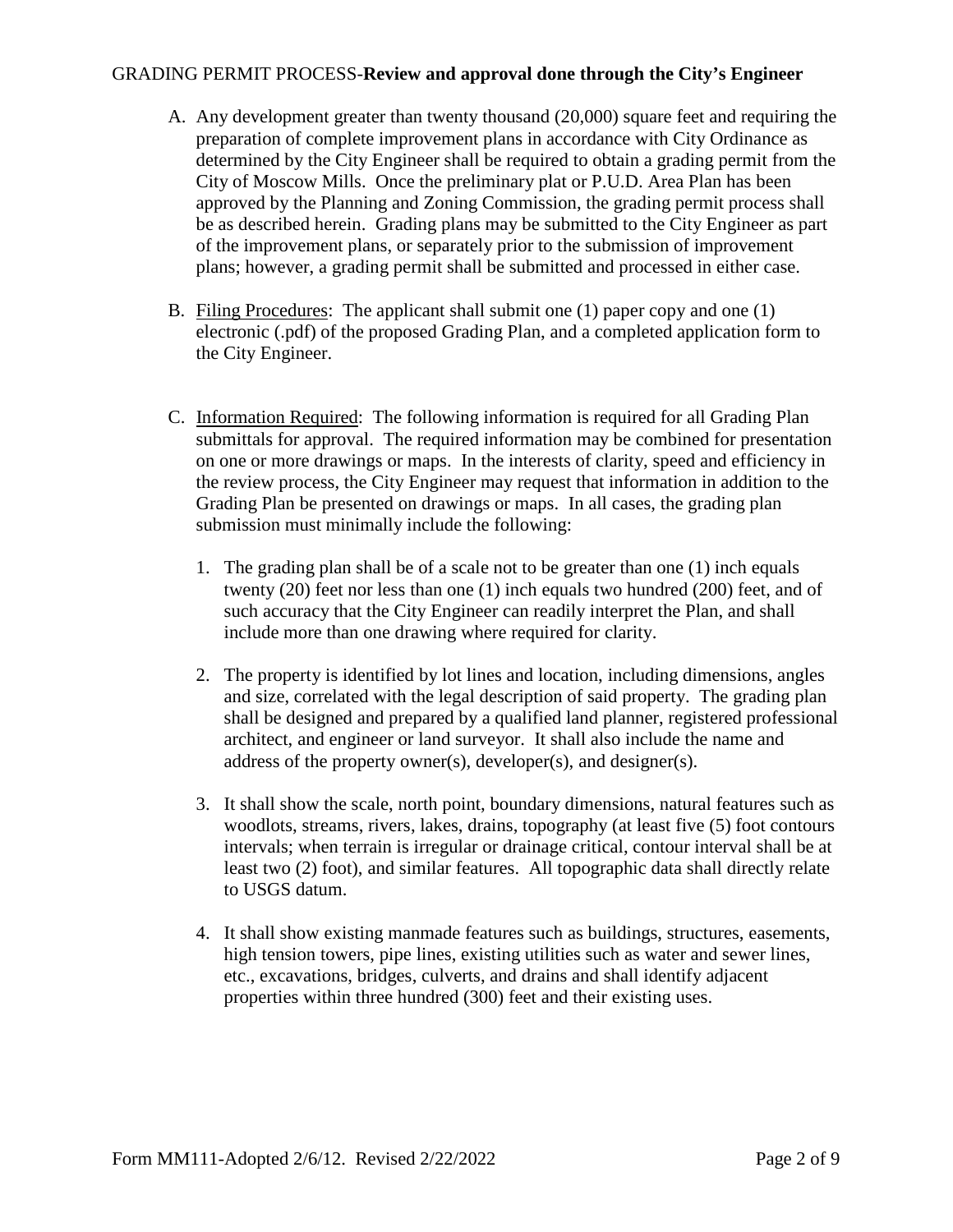GRADING PERMIT PROCESS-**Review and approval done through the City's Engineer**

A. Any development greater than twenty thousand (20,000) square feet and requiring the preparation of complete improvement plans in accordance with City Ordinance as determined by the City Engineer shall be required to obtain a grading permit from the City of Moscow Mills. Once the preliminary plat or P.U.D. Area Plan has been approved by the Planning and Zoning Commission, the grading permit process shall be as described herein. Grading plans may be submitted to the City Engineer as part of the improvement plans, or separately prior to the submission of improvement plans; however, a grading permit shall be submitted and processed in either case.

B. Filing Procedures: The applicant shall submit one (1) paper copy and one (1) electronic (.pdf) of the proposed Grading Plan, and a completed application form to the City Engineer.

C. Information Required: The following information is required for all Grading Plan submittals for approval. The required information may be combined for presentation on one or more drawings or maps. In the interests of clarity, speed and efficiency in the review process, the City Engineer may request that information in addition to the Grading Plan be presented on drawings or maps. In all cases, the grading plan submission must minimally include the following:

   1. The grading plan shall be of a scale not to be greater than one (1) inch equals twenty (20) feet nor less than one (1) inch equals two hundred (200) feet, and of such accuracy that the City Engineer can readily interpret the Plan, and shall include more than one drawing where required for clarity.

   2. The property is identified by lot lines and location, including dimensions, angles and size, correlated with the legal description of said property. The grading plan shall be designed and prepared by a qualified land planner, registered professional architect, and engineer or land surveyor. It shall also include the name and address of the property owner(s), developer(s), and designer(s).

   3. It shall show the scale, north point, boundary dimensions, natural features such as woodlots, streams, rivers, lakes, drains, topography (at least five (5) foot contours intervals; when terrain is irregular or drainage critical, contour interval shall be at least two (2) foot), and similar features. All topographic data shall directly relate to USGS datum.

   4. It shall show existing manmade features such as buildings, structures, easements, high tension towers, pipe lines, existing utilities such as water and sewer lines, etc., excavations, bridges, culverts, and drains and shall identify adjacent properties within three hundred (300) feet and their existing uses.

Form MM111-Adopted 2/6/12. Revised 2/22/2022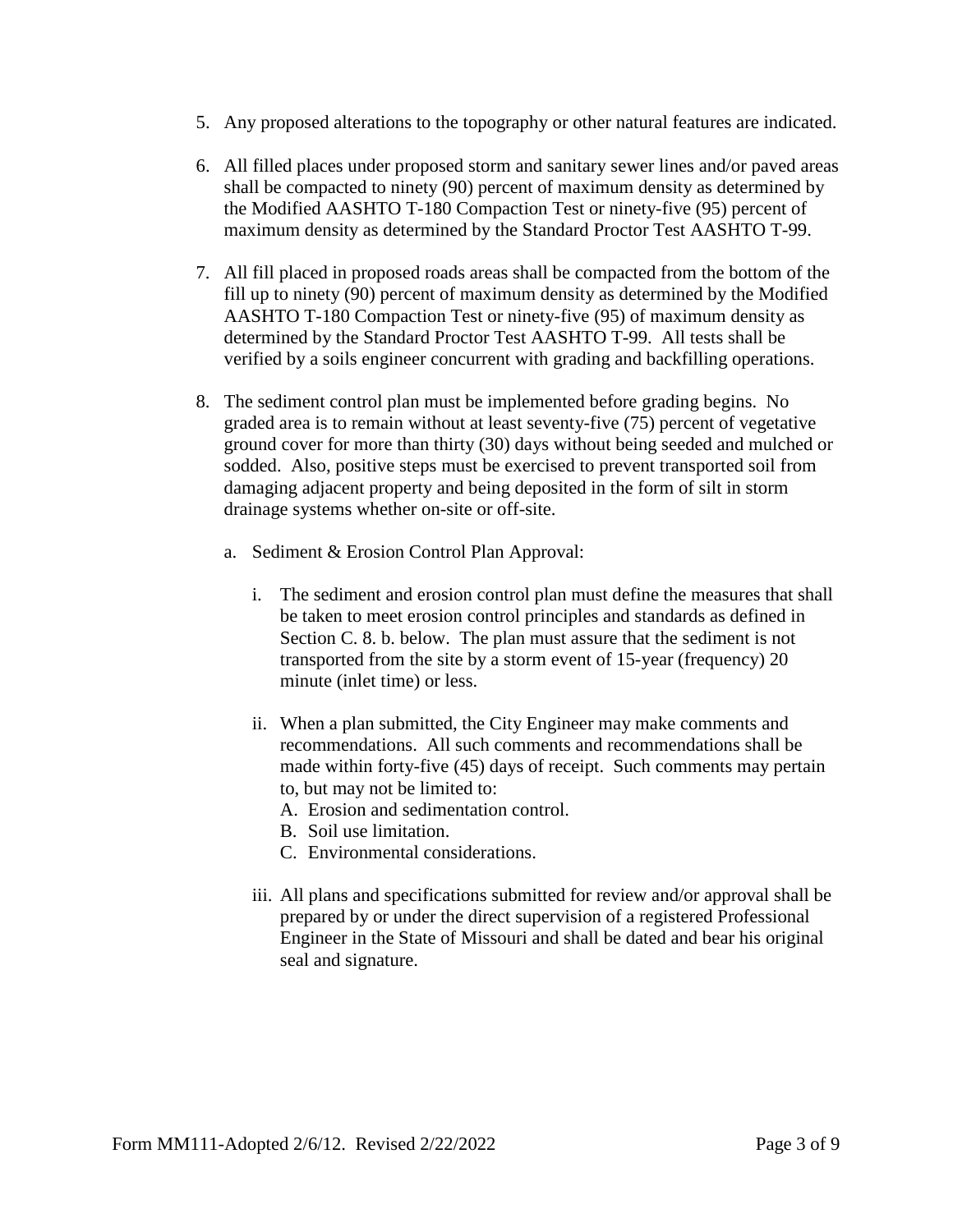5. Any proposed alterations to the topography or other natural features are indicated.

6. All filled places under proposed storm and sanitary sewer lines and/or paved areas shall be compacted to ninety (90) percent of maximum density as determined by the Modified AASHTO T-180 Compaction Test or ninety-five (95) percent of maximum density as determined by the Standard Proctor Test AASHTO T-99.

7. All fill placed in proposed roads areas shall be compacted from the bottom of the fill up to ninety (90) percent of maximum density as determined by the Modified AASHTO T-180 Compaction Test or ninety-five (95) of maximum density as determined by the Standard Proctor Test AASHTO T-99. All tests shall be verified by a soils engineer concurrent with grading and backfilling operations.

8. The sediment control plan must be implemented before grading begins. No graded area is to remain without at least seventy-five (75) percent of vegetative ground cover for more than thirty (30) days without being seeded and mulched or sodded. Also, positive steps must be exercised to prevent transported soil from damaging adjacent property and being deposited in the form of silt in storm drainage systems whether on-site or off-site.

   a. Sediment & Erosion Control Plan Approval:

      i. The sediment and erosion control plan must define the measures that shall be taken to meet erosion control principles and standards as defined in Section C. 8. b. below. The plan must assure that the sediment is not transported from the site by a storm event of 15-year (frequency) 20 minute (inlet time) or less.

      ii. When a plan submitted, the City Engineer may make comments and recommendations. All such comments and recommendations shall be made within forty-five (45) days of receipt. Such comments may pertain to, but may not be limited to:
         A. Erosion and sedimentation control.
         B. Soil use limitation.
         C. Environmental considerations.

      iii. All plans and specifications submitted for review and/or approval shall be prepared by or under the direct supervision of a registered Professional Engineer in the State of Missouri and shall be dated and bear his original seal and signature.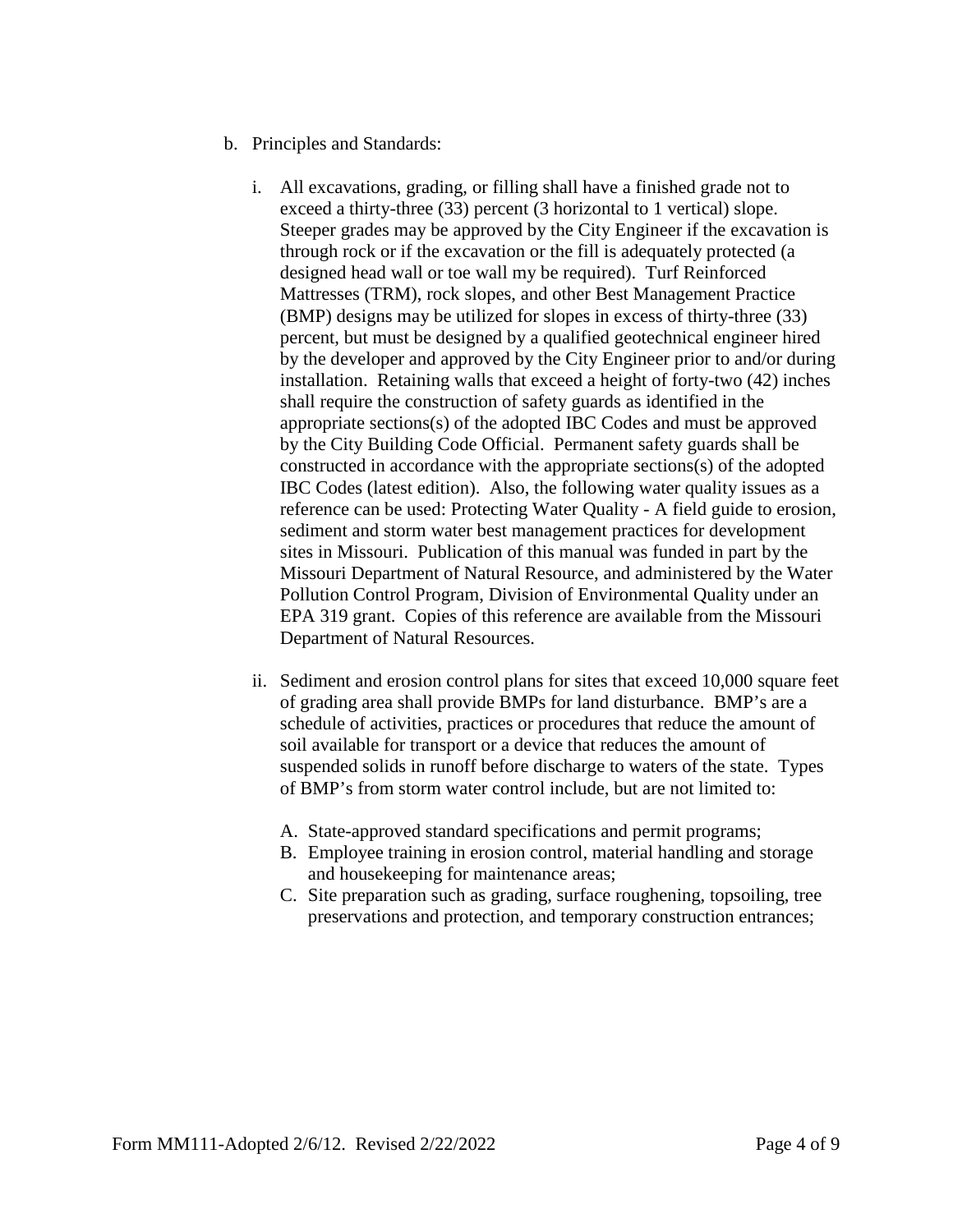b. Principles and Standards:

   i. All excavations, grading, or filling shall have a finished grade not to exceed a thirty-three (33) percent (3 horizontal to 1 vertical) slope. Steeper grades may be approved by the City Engineer if the excavation is through rock or if the excavation or the fill is adequately protected (a designed head wall or toe wall my be required). Turf Reinforced Mattresses (TRM), rock slopes, and other Best Management Practice (BMP) designs may be utilized for slopes in excess of thirty-three (33) percent, but must be designed by a qualified geotechnical engineer hired by the developer and approved by the City Engineer prior to and/or during installation. Retaining walls that exceed a height of forty-two (42) inches shall require the construction of safety guards as identified in the appropriate sections(s) of the adopted IBC Codes and must be approved by the City Building Code Official. Permanent safety guards shall be constructed in accordance with the appropriate sections(s) of the adopted IBC Codes (latest edition). Also, the following water quality issues as a reference can be used: Protecting Water Quality - A field guide to erosion, sediment and storm water best management practices for development sites in Missouri. Publication of this manual was funded in part by the Missouri Department of Natural Resource, and administered by the Water Pollution Control Program, Division of Environmental Quality under an EPA 319 grant. Copies of this reference are available from the Missouri Department of Natural Resources.

   ii. Sediment and erosion control plans for sites that exceed 10,000 square feet of grading area shall provide BMPs for land disturbance. BMP's are a schedule of activities, practices or procedures that reduce the amount of soil available for transport or a device that reduces the amount of suspended solids in runoff before discharge to waters of the state. Types of BMP's from storm water control include, but are not limited to:

      A. State-approved standard specifications and permit programs;
      B. Employee training in erosion control, material handling and storage and housekeeping for maintenance areas;
      C. Site preparation such as grading, surface roughening, topsoiling, tree preservations and protection, and temporary construction entrances;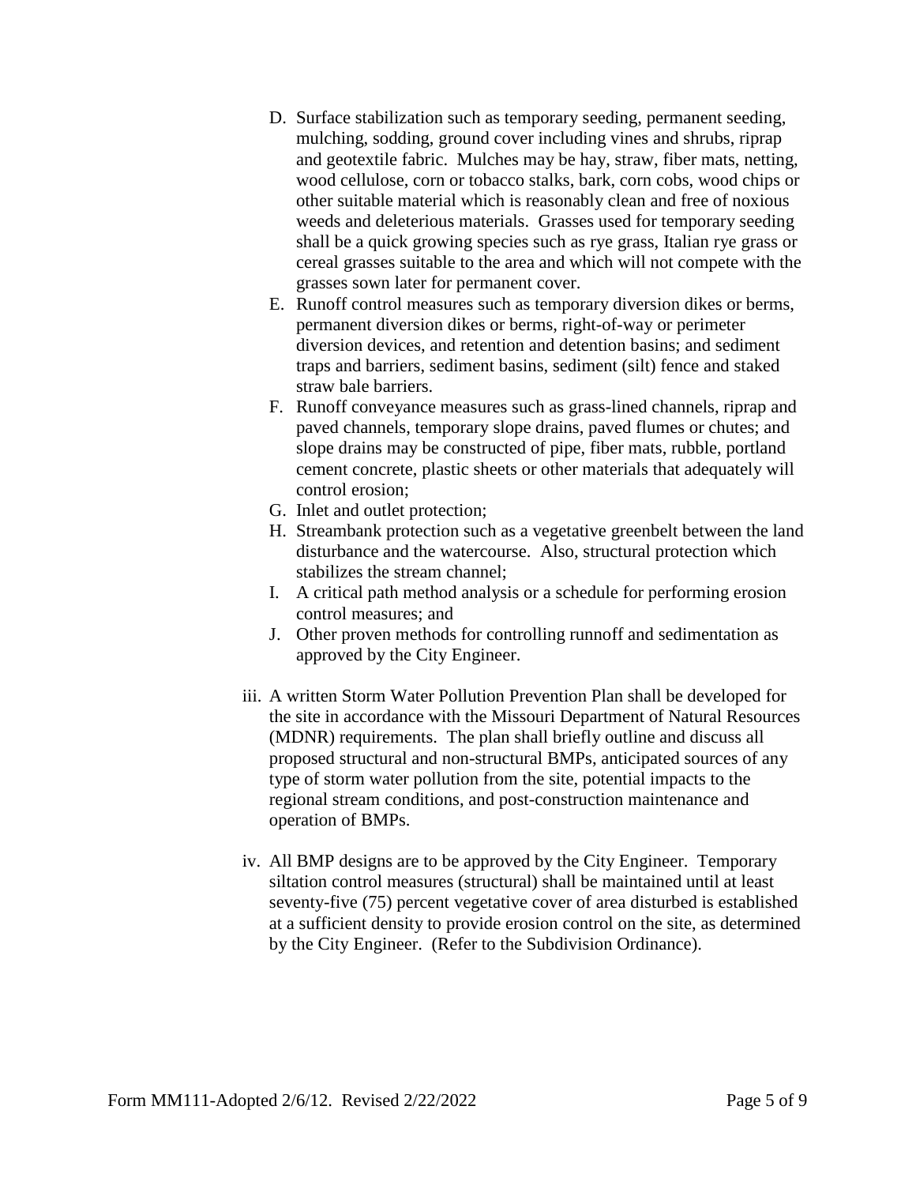D. Surface stabilization such as temporary seeding, permanent seeding, mulching, sodding, ground cover including vines and shrubs, riprap and geotextile fabric. Mulches may be hay, straw, fiber mats, netting, wood cellulose, corn or tobacco stalks, bark, corn cobs, wood chips or other suitable material which is reasonably clean and free of noxious weeds and deleterious materials. Grasses used for temporary seeding shall be a quick growing species such as rye grass, Italian rye grass or cereal grasses suitable to the area and which will not compete with the grasses sown later for permanent cover.

E. Runoff control measures such as temporary diversion dikes or berms, permanent diversion dikes or berms, right-of-way or perimeter diversion devices, and retention and detention basins; and sediment traps and barriers, sediment basins, sediment (silt) fence and staked straw bale barriers.

F. Runoff conveyance measures such as grass-lined channels, riprap and paved channels, temporary slope drains, paved flumes or chutes; and slope drains may be constructed of pipe, fiber mats, rubble, portland cement concrete, plastic sheets or other materials that adequately will control erosion;

G. Inlet and outlet protection;

H. Streambank protection such as a vegetative greenbelt between the land disturbance and the watercourse. Also, structural protection which stabilizes the stream channel;

I. A critical path method analysis or a schedule for performing erosion control measures; and

J. Other proven methods for controlling runnoff and sedimentation as approved by the City Engineer.

iii. A written Storm Water Pollution Prevention Plan shall be developed for the site in accordance with the Missouri Department of Natural Resources (MDNR) requirements. The plan shall briefly outline and discuss all proposed structural and non-structural BMPs, anticipated sources of any type of storm water pollution from the site, potential impacts to the regional stream conditions, and post-construction maintenance and operation of BMPs.

iv. All BMP designs are to be approved by the City Engineer. Temporary siltation control measures (structural) shall be maintained until at least seventy-five (75) percent vegetative cover of area disturbed is established at a sufficient density to provide erosion control on the site, as determined by the City Engineer. (Refer to the Subdivision Ordinance).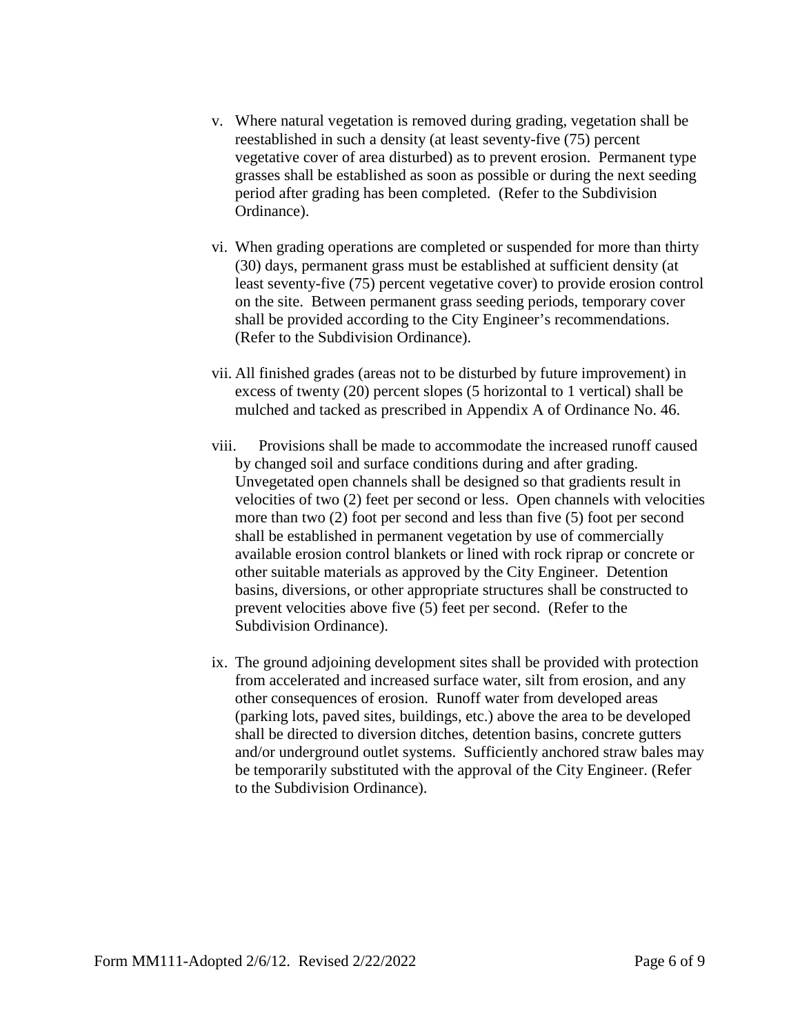v. Where natural vegetation is removed during grading, vegetation shall be reestablished in such a density (at least seventy-five (75) percent vegetative cover of area disturbed) as to prevent erosion. Permanent type grasses shall be established as soon as possible or during the next seeding period after grading has been completed. (Refer to the Subdivision Ordinance).

vi. When grading operations are completed or suspended for more than thirty (30) days, permanent grass must be established at sufficient density (at least seventy-five (75) percent vegetative cover) to provide erosion control on the site. Between permanent grass seeding periods, temporary cover shall be provided according to the City Engineer's recommendations. (Refer to the Subdivision Ordinance).

vii. All finished grades (areas not to be disturbed by future improvement) in excess of twenty (20) percent slopes (5 horizontal to 1 vertical) shall be mulched and tacked as prescribed in Appendix A of Ordinance No. 46.

viii. Provisions shall be made to accommodate the increased runoff caused by changed soil and surface conditions during and after grading. Unvegetated open channels shall be designed so that gradients result in velocities of two (2) feet per second or less. Open channels with velocities more than two (2) foot per second and less than five (5) foot per second shall be established in permanent vegetation by use of commercially available erosion control blankets or lined with rock riprap or concrete or other suitable materials as approved by the City Engineer. Detention basins, diversions, or other appropriate structures shall be constructed to prevent velocities above five (5) feet per second. (Refer to the Subdivision Ordinance).

ix. The ground adjoining development sites shall be provided with protection from accelerated and increased surface water, silt from erosion, and any other consequences of erosion. Runoff water from developed areas (parking lots, paved sites, buildings, etc.) above the area to be developed shall be directed to diversion ditches, detention basins, concrete gutters and/or underground outlet systems. Sufficiently anchored straw bales may be temporarily substituted with the approval of the City Engineer. (Refer to the Subdivision Ordinance).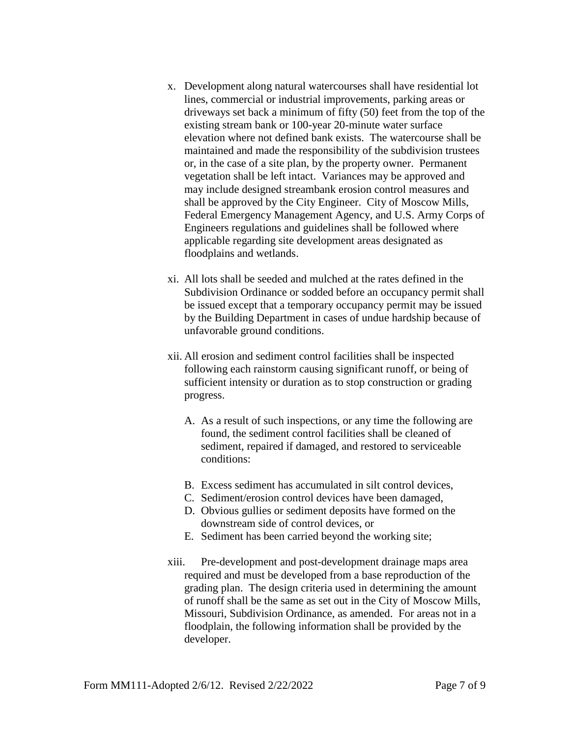x. Development along natural watercourses shall have residential lot lines, commercial or industrial improvements, parking areas or driveways set back a minimum of fifty (50) feet from the top of the existing stream bank or 100-year 20-minute water surface elevation where not defined bank exists. The watercourse shall be maintained and made the responsibility of the subdivision trustees or, in the case of a site plan, by the property owner. Permanent vegetation shall be left intact. Variances may be approved and may include designed streambank erosion control measures and shall be approved by the City Engineer. City of Moscow Mills, Federal Emergency Management Agency, and U.S. Army Corps of Engineers regulations and guidelines shall be followed where applicable regarding site development areas designated as floodplains and wetlands.

xi. All lots shall be seeded and mulched at the rates defined in the Subdivision Ordinance or sodded before an occupancy permit shall be issued except that a temporary occupancy permit may be issued by the Building Department in cases of undue hardship because of unfavorable ground conditions.

xii. All erosion and sediment control facilities shall be inspected following each rainstorm causing significant runoff, or being of sufficient intensity or duration as to stop construction or grading progress.

   A. As a result of such inspections, or any time the following are found, the sediment control facilities shall be cleaned of sediment, repaired if damaged, and restored to serviceable conditions:

   B. Excess sediment has accumulated in silt control devices,
   C. Sediment/erosion control devices have been damaged,
   D. Obvious gullies or sediment deposits have formed on the downstream side of control devices, or
   E. Sediment has been carried beyond the working site;

xiii. Pre-development and post-development drainage maps area required and must be developed from a base reproduction of the grading plan. The design criteria used in determining the amount of runoff shall be the same as set out in the City of Moscow Mills, Missouri, Subdivision Ordinance, as amended. For areas not in a floodplain, the following information shall be provided by the developer.

Form MM111-Adopted 2/6/12. Revised 2/22/2022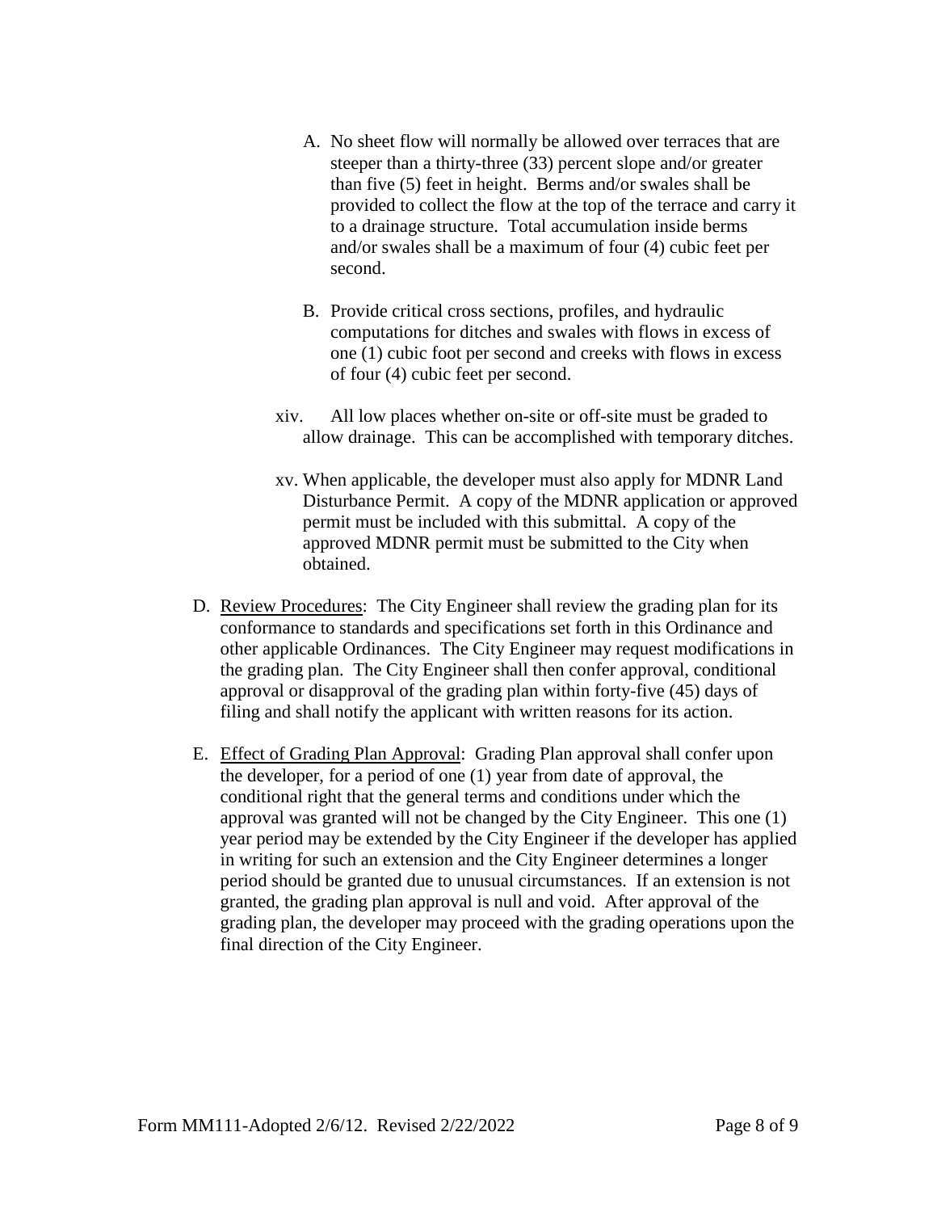A. No sheet flow will normally be allowed over terraces that are steeper than a thirty-three (33) percent slope and/or greater than five (5) feet in height. Berms and/or swales shall be provided to collect the flow at the top of the terrace and carry it to a drainage structure. Total accumulation inside berms and/or swales shall be a maximum of four (4) cubic feet per second.

B. Provide critical cross sections, profiles, and hydraulic computations for ditches and swales with flows in excess of one (1) cubic foot per second and creeks with flows in excess of four (4) cubic feet per second.

xiv. All low places whether on-site or off-site must be graded to allow drainage. This can be accomplished with temporary ditches.

xv. When applicable, the developer must also apply for MDNR Land Disturbance Permit. A copy of the MDNR application or approved permit must be included with this submittal. A copy of the approved MDNR permit must be submitted to the City when obtained.

D. <u>Review Procedures</u>: The City Engineer shall review the grading plan for its conformance to standards and specifications set forth in this Ordinance and other applicable Ordinances. The City Engineer may request modifications in the grading plan. The City Engineer shall then confer approval, conditional approval or disapproval of the grading plan within forty-five (45) days of filing and shall notify the applicant with written reasons for its action.

E. <u>Effect of Grading Plan Approval</u>: Grading Plan approval shall confer upon the developer, for a period of one (1) year from date of approval, the conditional right that the general terms and conditions under which the approval was granted will not be changed by the City Engineer. This one (1) year period may be extended by the City Engineer if the developer has applied in writing for such an extension and the City Engineer determines a longer period should be granted due to unusual circumstances. If an extension is not granted, the grading plan approval is null and void. After approval of the grading plan, the developer may proceed with the grading operations upon the final direction of the City Engineer.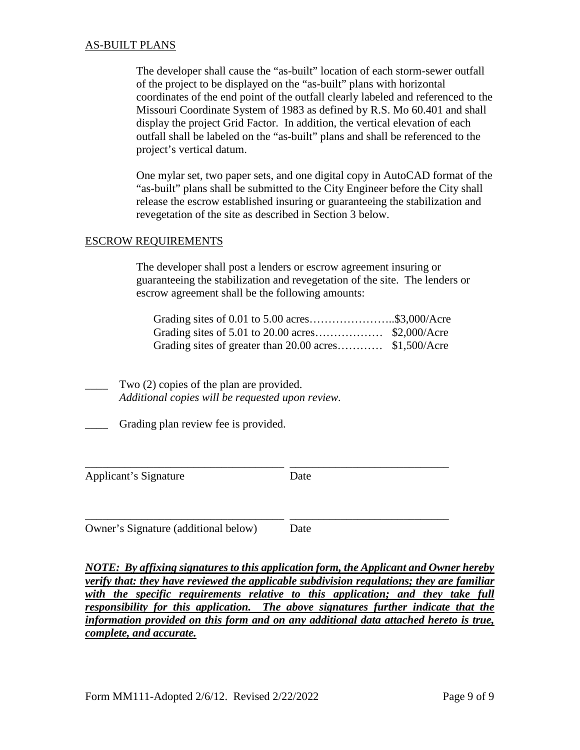## AS-BUILT PLANS

The developer shall cause the "as-built" location of each storm-sewer outfall of the project to be displayed on the "as-built" plans with horizontal coordinates of the end point of the outfall clearly labeled and referenced to the Missouri Coordinate System of 1983 as defined by R.S. Mo 60.401 and shall display the project Grid Factor. In addition, the vertical elevation of each outfall shall be labeled on the "as-built" plans and shall be referenced to the project's vertical datum.

One mylar set, two paper sets, and one digital copy in AutoCAD format of the "as-built" plans shall be submitted to the City Engineer before the City shall release the escrow established insuring or guaranteeing the stabilization and revegetation of the site as described in Section 3 below.

## ESCROW REQUIREMENTS

The developer shall post a lenders or escrow agreement insuring or guaranteeing the stabilization and revegetation of the site. The lenders or escrow agreement shall be the following amounts:

Grading sites of 0.01 to 5.00 acres…………………..$3,000/Acre
Grading sites of 5.01 to 20.00 acres……………… $2,000/Acre
Grading sites of greater than 20.00 acres………… $1,500/Acre

____ Two (2) copies of the plan are provided.
*Additional copies will be requested upon review.*

____ Grading plan review fee is provided.

___________________________________ ____________________________
Applicant's Signature Date

___________________________________ ____________________________
Owner's Signature (additional below) Date

***NOTE: By affixing signatures to this application form, the Applicant and Owner hereby verify that: they have reviewed the applicable subdivision regulations; they are familiar with the specific requirements relative to this application; and they take full responsibility for this application. The above signatures further indicate that the information provided on this form and on any additional data attached hereto is true, complete, and accurate.***

Form MM111-Adopted 2/6/12. Revised 2/22/2022